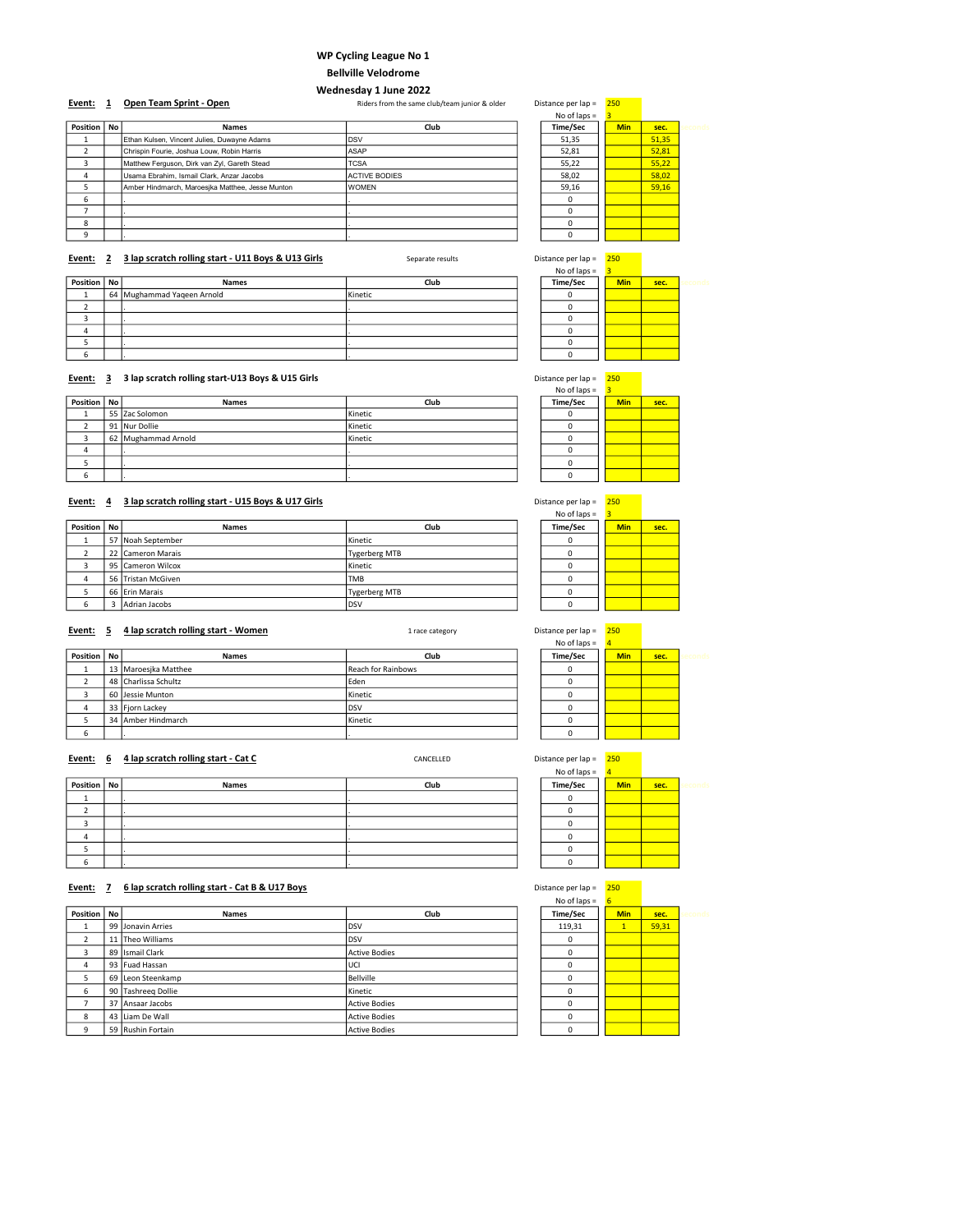# WP Cycling League No 1

## Bellville Velodrome

## Wednesday 1 June 2022

**Event: 1 Open Team Sprint - Open**

Riders from the same club/team junior & older

Distance per lap = 250
No of laps = 3

| Position | No | Names | Club | Time/Sec | Min | sec. |
|---|---|---|---|---|---|---|
| 1 | | Ethan Kulsen, Vincent Julies, Duwayne Adams | DSV | 51,35 | | 51,35 |
| 2 | | Chrispin Fourie, Joshua Louw, Robin Harris | ASAP | 52,81 | | 52,81 |
| 3 | | Matthew Ferguson, Dirk van Zyl, Gareth Stead | TCSA | 55,22 | | 55,22 |
| 4 | | Usama Ebrahim, Ismail Clark, Anzar Jacobs | ACTIVE BODIES | 58,02 | | 58,02 |
| 5 | | Amber Hindmarch, Maroesjka Matthee, Jesse Munton | WOMEN | 59,16 | | 59,16 |
| 6 | | . | . | 0 | | |
| 7 | | . | . | 0 | | |
| 8 | | . | . | 0 | | |
| 9 | | . | . | 0 | | |

**Event: 2 3 lap scratch rolling start - U11 Boys & U13 Girls**

Separate results

Distance per lap = 250
No of laps = 3

| Position | No | Names | Club | Time/Sec | Min | sec. |
|---|---|---|---|---|---|---|
| 1 | 64 | Mughammad Yaqeen Arnold | Kinetic | 0 | | |
| 2 | | . | . | 0 | | |
| 3 | | . | . | 0 | | |
| 4 | | . | . | 0 | | |
| 5 | | . | . | 0 | | |
| 6 | | . | . | 0 | | |

**Event: 3 3 lap scratch rolling start-U13 Boys & U15 Girls**

Distance per lap = 250
No of laps = 3

| Position | No | Names | Club | Time/Sec | Min | sec. |
|---|---|---|---|---|---|---|
| 1 | 55 | Zac Solomon | Kinetic | 0 | | |
| 2 | 91 | Nur Dollie | Kinetic | 0 | | |
| 3 | 62 | Mughammad Arnold | Kinetic | 0 | | |
| 4 | | . | . | 0 | | |
| 5 | | . | . | 0 | | |
| 6 | | . | . | 0 | | |

**Event: 4 3 lap scratch rolling start - U15 Boys & U17 Girls**

Distance per lap = 250
No of laps = 3

| Position | No | Names | Club | Time/Sec | Min | sec. |
|---|---|---|---|---|---|---|
| 1 | 57 | Noah September | Kinetic | 0 | | |
| 2 | 22 | Cameron Marais | Tygerberg MTB | 0 | | |
| 3 | 95 | Cameron Wilcox | Kinetic | 0 | | |
| 4 | 56 | Tristan McGiven | TMB | 0 | | |
| 5 | 66 | Erin Marais | Tygerberg MTB | 0 | | |
| 6 | 3 | Adrian Jacobs | DSV | 0 | | |

**Event: 5 4 lap scratch rolling start - Women**

1 race category

Distance per lap = 250
No of laps = 4

| Position | No | Names | Club | Time/Sec | Min | sec. |
|---|---|---|---|---|---|---|
| 1 | 13 | Maroesjka Matthee | Reach for Rainbows | 0 | | |
| 2 | 48 | Charlissa Schultz | Eden | 0 | | |
| 3 | 60 | Jessie Munton | Kinetic | 0 | | |
| 4 | 33 | Fjorn Lackey | DSV | 0 | | |
| 5 | 34 | Amber Hindmarch | Kinetic | 0 | | |
| 6 | | . | . | 0 | | |

**Event: 6 4 lap scratch rolling start - Cat C**

CANCELLED

Distance per lap = 250
No of laps = 4

| Position | No | Names | Club | Time/Sec | Min | sec. |
|---|---|---|---|---|---|---|
| 1 | | . | . | 0 | | |
| 2 | | . | . | 0 | | |
| 3 | | . | . | 0 | | |
| 4 | | . | . | 0 | | |
| 5 | | . | . | 0 | | |
| 6 | | . | . | 0 | | |

**Event: 7 6 lap scratch rolling start - Cat B & U17 Boys**

Distance per lap = 250
No of laps = 6

| Position | No | Names | Club | Time/Sec | Min | sec. |
|---|---|---|---|---|---|---|
| 1 | 99 | Jonavin Arries | DSV | 119,31 | 1 | 59,31 |
| 2 | 11 | Theo Williams | DSV | 0 | | |
| 3 | 89 | Ismail Clark | Active Bodies | 0 | | |
| 4 | 93 | Fuad Hassan | UCI | 0 | | |
| 5 | 69 | Leon Steenkamp | Bellville | 0 | | |
| 6 | 90 | Tashreeq Dollie | Kinetic | 0 | | |
| 7 | 37 | Ansaar Jacobs | Active Bodies | 0 | | |
| 8 | 43 | Liam De Wall | Active Bodies | 0 | | |
| 9 | 59 | Rushin Fortain | Active Bodies | 0 | | |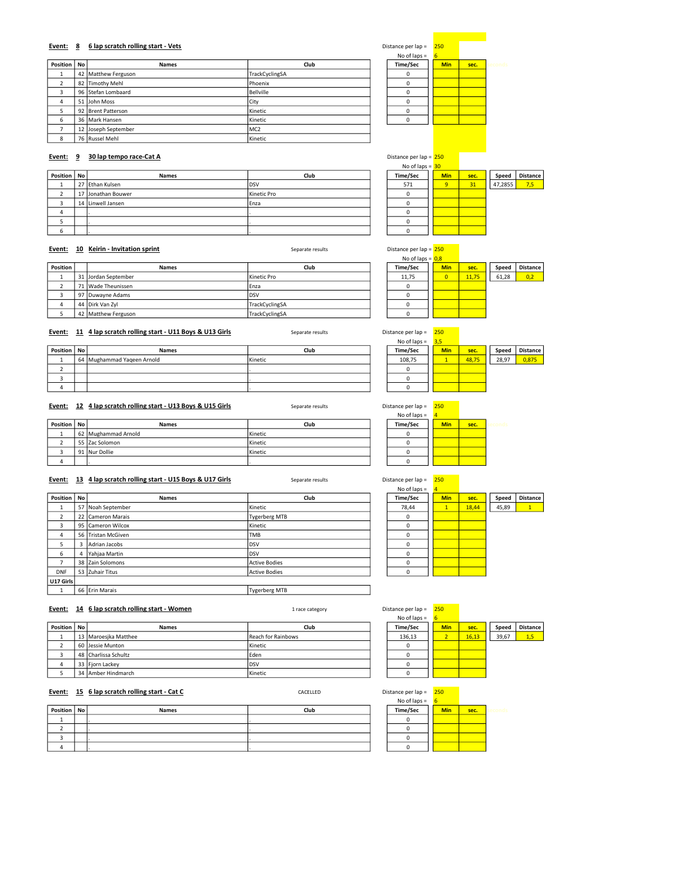**Event: 8** **6 lap scratch rolling start - Vets**

Distance per lap = 250
No of laps = 6

| Position | No | Names | Club | Time/Sec | Min | sec. |
|---|---|---|---|---|---|---|
| 1 | 42 | Matthew Ferguson | TrackCyclingSA | 0 | | |
| 2 | 82 | Timothy Mehl | Phoenix | 0 | | |
| 3 | 96 | Stefan Lombaard | Bellville | 0 | | |
| 4 | 51 | John Moss | City | 0 | | |
| 5 | 92 | Brent Patterson | Kinetic | 0 | | |
| 6 | 36 | Mark Hansen | Kinetic | 0 | | |
| 7 | 12 | Joseph September | MC2 | | | |
| 8 | 76 | Russel Mehl | Kinetic | | | |

**Event: 9** **30 lap tempo race-Cat A**

Distance per lap = 250
No of laps = 30

| Position | No | Names | Club | Time/Sec | Min | sec. | Speed | Distance |
|---|---|---|---|---|---|---|---|---|
| 1 | 27 | Ethan Kulsen | DSV | 571 | 9 | 31 | 47,2855 | 7,5 |
| 2 | 17 | Jonathan Bouwer | Kinetic Pro | 0 | | | | |
| 3 | 14 | Linwell Jansen | Enza | 0 | | | | |
| 4 | | . | . | 0 | | | | |
| 5 | | . | . | 0 | | | | |
| 6 | | . | . | 0 | | | | |

**Event: 10** **Keirin - Invitation sprint**

Separate results

Distance per lap = 250
No of laps = 0,8

| Position | | Names | Club | Time/Sec | Min | sec. | Speed | Distance |
|---|---|---|---|---|---|---|---|---|
| 1 | 31 | Jordan September | Kinetic Pro | 11,75 | 0 | 11,75 | 61,28 | 0,2 |
| 2 | 71 | Wade Theunissen | Enza | 0 | | | | |
| 3 | 97 | Duwayne Adams | DSV | 0 | | | | |
| 4 | 44 | Dirk Van Zyl | TrackCyclingSA | 0 | | | | |
| 5 | 42 | Matthew Ferguson | TrackCyclingSA | 0 | | | | |

**Event: 11** **4 lap scratch rolling start - U11 Boys & U13 Girls**

Separate results

Distance per lap = 250
No of laps = 3,5

| Position | No | Names | Club | Time/Sec | Min | sec. | Speed | Distance |
|---|---|---|---|---|---|---|---|---|
| 1 | 64 | Mughammad Yaqeen Arnold | Kinetic | 108,75 | 1 | 48,75 | 28,97 | 0,875 |
| 2 | | | . | 0 | | | | |
| 3 | | | . | 0 | | | | |
| 4 | | | . | 0 | | | | |

**Event: 12** **4 lap scratch rolling start - U13 Boys & U15 Girls**

Separate results

Distance per lap = 250
No of laps = 4

| Position | No | Names | Club | Time/Sec | Min | sec. |
|---|---|---|---|---|---|---|
| 1 | 62 | Mughammad Arnold | Kinetic | 0 | | |
| 2 | 55 | Zac Solomon | Kinetic | 0 | | |
| 3 | 91 | Nur Dollie | Kinetic | 0 | | |
| 4 | | . | . | 0 | | |

**Event: 13** **4 lap scratch rolling start - U15 Boys & U17 Girls**

Separate results

Distance per lap = 250
No of laps = 4

| Position | No | Names | Club | Time/Sec | Min | sec. | Speed | Distance |
|---|---|---|---|---|---|---|---|---|
| 1 | 57 | Noah September | Kinetic | 78,44 | 1 | 18,44 | 45,89 | 1 |
| 2 | 22 | Cameron Marais | Tygerberg MTB | 0 | | | | |
| 3 | 95 | Cameron Wilcox | Kinetic | 0 | | | | |
| 4 | 56 | Tristan McGiven | TMB | 0 | | | | |
| 5 | 3 | Adrian Jacobs | DSV | 0 | | | | |
| 6 | 4 | Yahjaa Martin | DSV | 0 | | | | |
| 7 | 38 | Zain Solomons | Active Bodies | 0 | | | | |
| DNF | 53 | Zuhair Titus | Active Bodies | 0 | | | | |
| U17 Girls | | | | | | | | |
| 1 | 66 | Erin Marais | Tygerberg MTB | | | | | |

**Event: 14** **6 lap scratch rolling start - Women**

1 race category

Distance per lap = 250
No of laps = 6

| Position | No | Names | Club | Time/Sec | Min | sec. | Speed | Distance |
|---|---|---|---|---|---|---|---|---|
| 1 | 13 | Maroesjka Matthee | Reach for Rainbows | 136,13 | 2 | 16,13 | 39,67 | 1,5 |
| 2 | 60 | Jessie Munton | Kinetic | 0 | | | | |
| 3 | 48 | Charlissa Schultz | Eden | 0 | | | | |
| 4 | 33 | Fjorn Lackey | DSV | 0 | | | | |
| 5 | 34 | Amber Hindmarch | Kinetic | 0 | | | | |

**Event: 15** **6 lap scratch rolling start - Cat C**

CACELLED

Distance per lap = 250
No of laps = 6

| Position | No | Names | Club | Time/Sec | Min | sec. |
|---|---|---|---|---|---|---|
| 1 | | . | . | 0 | | |
| 2 | | . | . | 0 | | |
| 3 | | . | . | 0 | | |
| 4 | | . | . | 0 | | |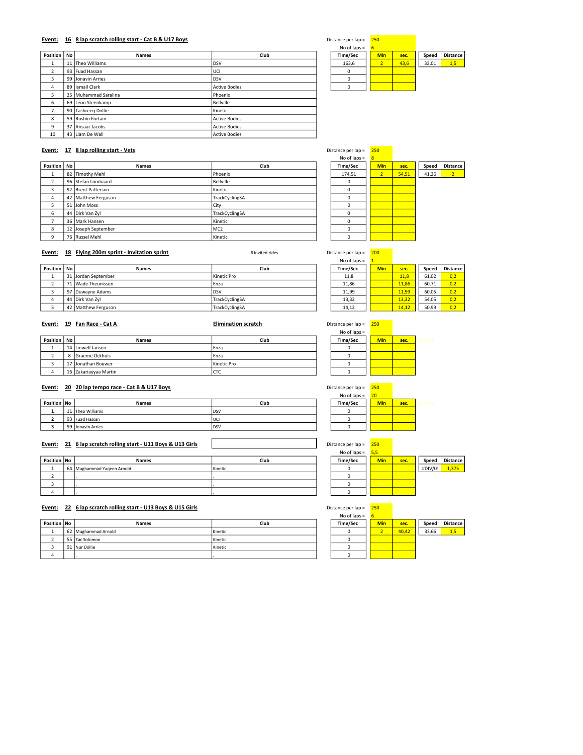**Event: 16 8 lap scratch rolling start - Cat B & U17 Boys**

Distance per lap = 250
No of laps = 6

| Position | No | Names | Club |
|---|---|---|---|
| 1 | 11 | Theo Williams | DSV |
| 2 | 93 | Fuad Hassan | UCI |
| 3 | 99 | Jonavin Arries | DSV |
| 4 | 89 | Ismail Clark | Active Bodies |
| 5 | 25 | Muhammad Saralina | Phoenix |
| 6 | 69 | Leon Steenkamp | Bellville |
| 7 | 90 | Tashreeq Dollie | Kinetic |
| 8 | 59 | Rushin Fortain | Active Bodies |
| 9 | 37 | Ansaar Jacobs | Active Bodies |
| 10 | 43 | Liam De Wall | Active Bodies |

| Time/Sec | Min | sec. | Speed | Distance |
|---|---|---|---|---|
| 163,6 | 2 | 43,6 | 33,01 | 1,5 |
| 0 | | | | |
| 0 | | | | |
| 0 | | | | |

**Event: 17 8 lap rolling start - Vets**

Distance per lap = 250
No of laps = 8

| Position | No | Names | Club |
|---|---|---|---|
| 1 | 82 | Timothy Mehl | Phoenix |
| 2 | 96 | Stefan Lombaard | Bellville |
| 3 | 92 | Brent Patterson | Kinetic |
| 4 | 42 | Matthew Ferguson | TrackCyclingSA |
| 5 | 51 | John Moss | City |
| 6 | 44 | Dirk Van Zyl | TrackCyclingSA |
| 7 | 36 | Mark Hansen | Kinetic |
| 8 | 12 | Joseph September | MC2 |
| 9 | 76 | Russel Mehl | Kinetic |

| Time/Sec | Min | sec. | Speed | Distance |
|---|---|---|---|---|
| 174,51 | 2 | 54,51 | 41,26 | 2 |
| 0 | | | | |
| 0 | | | | |
| 0 | | | | |
| 0 | | | | |
| 0 | | | | |
| 0 | | | | |
| 0 | | | | |
| 0 | | | | |

**Event: 18 Flying 200m sprint - Invitation sprint**

6 invited rides

Distance per lap = 200
No of laps = 1

| Position | No | Names | Club |
|---|---|---|---|
| 1 | 31 | Jordan September | Kinetic Pro |
| 2 | 71 | Wade Theunissen | Enza |
| 3 | 97 | Duwayne Adams | DSV |
| 4 | 44 | Dirk Van Zyl | TrackCyclingSA |
| 5 | 42 | Matthew Ferguson | TrackCyclingSA |

| Time/Sec | Min | sec. | Speed | Distance |
|---|---|---|---|---|
| 11,8 | | 11,8 | 61,02 | 0,2 |
| 11,86 | | 11,86 | 60,71 | 0,2 |
| 11,99 | | 11,99 | 60,05 | 0,2 |
| 13,32 | | 13,32 | 54,05 | 0,2 |
| 14,12 | | 14,12 | 50,99 | 0,2 |

**Event: 19 Fan Race - Cat A** — **Elimination scratch**

Distance per lap = 250
No of laps =

| Position | No | Names | Club |
|---|---|---|---|
| 1 | 14 | Linwell Jansen | Enza |
| 2 | 8 | Graeme Ockhuis | Enza |
| 3 | 17 | Jonathan Bouwer | Kinetic Pro |
| 4 | 16 | Zakariayyaa Martin | CTC |

| Time/Sec | Min | sec. |
|---|---|---|
| 0 | | |
| 0 | | |
| 0 | | |
| 0 | | |

**Event: 20 20 lap tempo race - Cat B & U17 Boys**

Distance per lap = 250
No of laps = 20

| Position | No | Names | Club |
|---|---|---|---|
| **1** | 11 | Theo Williams | DSV |
| **2** | 93 | Fuad Hassan | UCI |
| **3** | 99 | Jonavin Arries | DSV |

| Time/Sec | Min | sec. |
|---|---|---|
| 0 | | |
| 0 | | |
| 0 | | |

**Event: 21 6 lap scratch rolling start - U11 Boys & U13 Girls**

Distance per lap = 250
No of laps = 5,5

| Position | No | Names | Club |
|---|---|---|---|
| 1 | 64 | Mughammad Yaqeen Arnold | Kinetic |
| 2 | | . | . |
| 3 | | . | . |
| 4 | | . | . |

| Time/Sec | Min | sec. | Speed | Distance |
|---|---|---|---|---|
| 0 | | | #DIV/0! | 1,375 |
| 0 | | | | |
| 0 | | | | |
| 0 | | | | |

**Event: 22 6 lap scratch rolling start - U13 Boys & U15 Girls**

Distance per lap = 250
No of laps = 6

| Position | No | Names | Club |
|---|---|---|---|
| 1 | 62 | Mughammad Arnold | Kinetic |
| 2 | 55 | Zac Solomon | Kinetic |
| 3 | 91 | Nur Dollie | Kinetic |
| 4 | | . | . |

| Time/Sec | Min | sec. | Speed | Distance |
|---|---|---|---|---|
| 0 | 2 | 40,42 | 33,66 | 1,5 |
| 0 | | | | |
| 0 | | | | |
| 0 | | | | |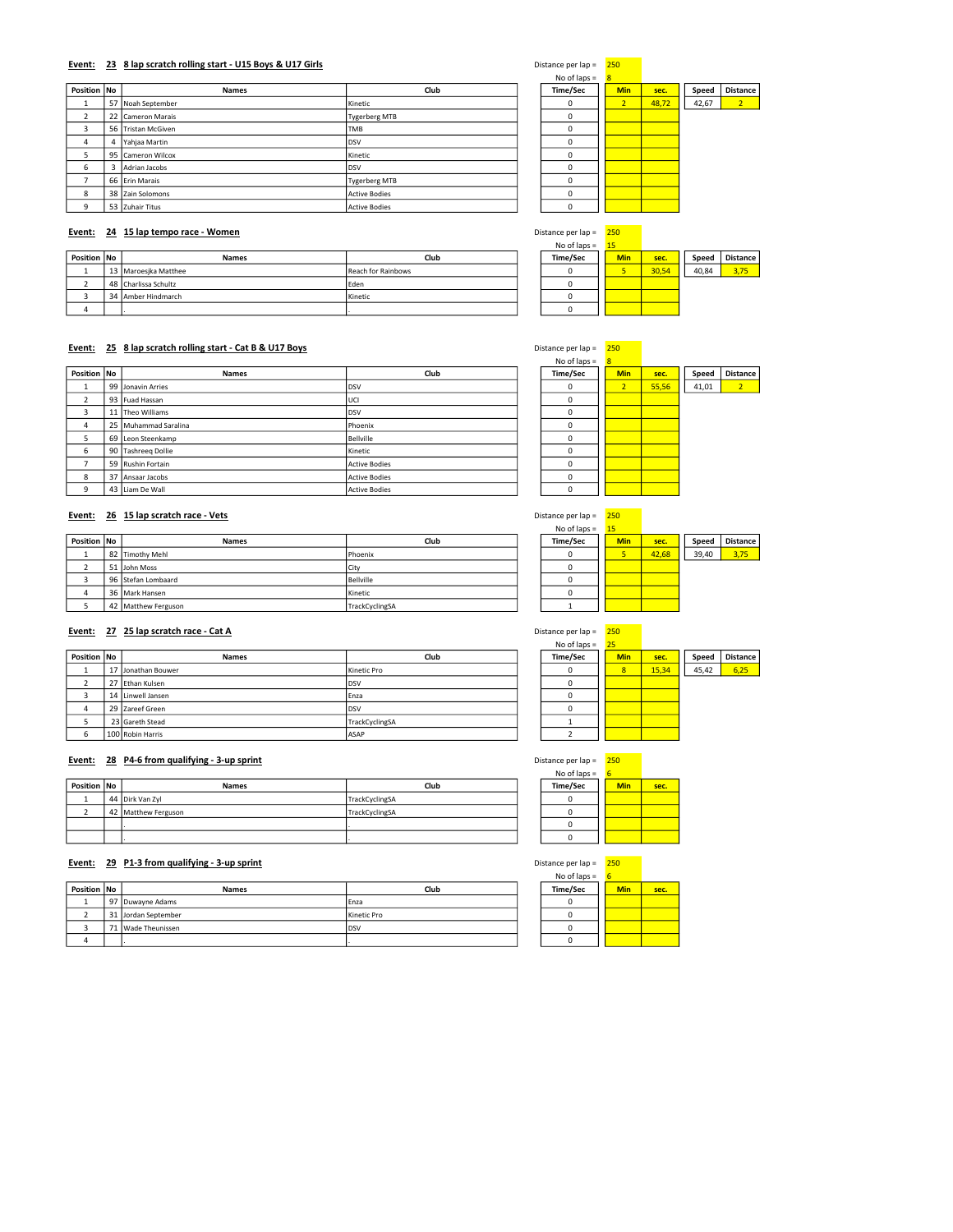**Event: 23 8 lap scratch rolling start - U15 Boys & U17 Girls**

Distance per lap = 250
No of laps = 8

| Position | No | Names | Club | Time/Sec | Min | sec. | Speed | Distance |
|---|---|---|---|---|---|---|---|---|
| 1 | 57 | Noah September | Kinetic | 0 | 2 | 48,72 | 42,67 | 2 |
| 2 | 22 | Cameron Marais | Tygerberg MTB | 0 | | | | |
| 3 | 56 | Tristan McGiven | TMB | 0 | | | | |
| 4 | 4 | Yahjaa Martin | DSV | 0 | | | | |
| 5 | 95 | Cameron Wilcox | Kinetic | 0 | | | | |
| 6 | 3 | Adrian Jacobs | DSV | 0 | | | | |
| 7 | 66 | Erin Marais | Tygerberg MTB | 0 | | | | |
| 8 | 38 | Zain Solomons | Active Bodies | 0 | | | | |
| 9 | 53 | Zuhair Titus | Active Bodies | 0 | | | | |

**Event: 24 15 lap tempo race - Women**

Distance per lap = 250
No of laps = 15

| Position | No | Names | Club | Time/Sec | Min | sec. | Speed | Distance |
|---|---|---|---|---|---|---|---|---|
| 1 | 13 | Maroesjka Matthee | Reach for Rainbows | 0 | 5 | 30,54 | 40,84 | 3,75 |
| 2 | 48 | Charlissa Schultz | Eden | 0 | | | | |
| 3 | 34 | Amber Hindmarch | Kinetic | 0 | | | | |
| 4 | | . | . | 0 | | | | |

**Event: 25 8 lap scratch rolling start - Cat B & U17 Boys**

Distance per lap = 250
No of laps = 8

| Position | No | Names | Club | Time/Sec | Min | sec. | Speed | Distance |
|---|---|---|---|---|---|---|---|---|
| 1 | 99 | Jonavin Arries | DSV | 0 | 2 | 55,56 | 41,01 | 2 |
| 2 | 93 | Fuad Hassan | UCI | 0 | | | | |
| 3 | 11 | Theo Williams | DSV | 0 | | | | |
| 4 | 25 | Muhammad Saralina | Phoenix | 0 | | | | |
| 5 | 69 | Leon Steenkamp | Bellville | 0 | | | | |
| 6 | 90 | Tashreeq Dollie | Kinetic | 0 | | | | |
| 7 | 59 | Rushin Fortain | Active Bodies | 0 | | | | |
| 8 | 37 | Ansaar Jacobs | Active Bodies | 0 | | | | |
| 9 | 43 | Liam De Wall | Active Bodies | 0 | | | | |

**Event: 26 15 lap scratch race - Vets**

Distance per lap = 250
No of laps = 15

| Position | No | Names | Club | Time/Sec | Min | sec. | Speed | Distance |
|---|---|---|---|---|---|---|---|---|
| 1 | 82 | Timothy Mehl | Phoenix | 0 | 5 | 42,68 | 39,40 | 3,75 |
| 2 | 51 | John Moss | City | 0 | | | | |
| 3 | 96 | Stefan Lombaard | Bellville | 0 | | | | |
| 4 | 36 | Mark Hansen | Kinetic | 0 | | | | |
| 5 | 42 | Matthew Ferguson | TrackCyclingSA | 1 | | | | |

**Event: 27 25 lap scratch race - Cat A**

Distance per lap = 250
No of laps = 25

| Position | No | Names | Club | Time/Sec | Min | sec. | Speed | Distance |
|---|---|---|---|---|---|---|---|---|
| 1 | 17 | Jonathan Bouwer | Kinetic Pro | 0 | 8 | 15,34 | 45,42 | 6,25 |
| 2 | 27 | Ethan Kulsen | DSV | 0 | | | | |
| 3 | 14 | Linwell Jansen | Enza | 0 | | | | |
| 4 | 29 | Zareef Green | DSV | 0 | | | | |
| 5 | 23 | Gareth Stead | TrackCyclingSA | 1 | | | | |
| 6 | 100 | Robin Harris | ASAP | 2 | | | | |

**Event: 28 P4-6 from qualifying - 3-up sprint**

Distance per lap = 250
No of laps = 6

| Position | No | Names | Club | Time/Sec | Min | sec. |
|---|---|---|---|---|---|---|
| 1 | 44 | Dirk Van Zyl | TrackCyclingSA | 0 | | |
| 2 | 42 | Matthew Ferguson | TrackCyclingSA | 0 | | |
| | | . | . | 0 | | |
| | | . | . | 0 | | |

**Event: 29 P1-3 from qualifying - 3-up sprint**

Distance per lap = 250
No of laps = 6

| Position | No | Names | Club | Time/Sec | Min | sec. |
|---|---|---|---|---|---|---|
| 1 | 97 | Duwayne Adams | Enza | 0 | | |
| 2 | 31 | Jordan September | Kinetic Pro | 0 | | |
| 3 | 71 | Wade Theunissen | DSV | 0 | | |
| 4 | | . | . | 0 | | |